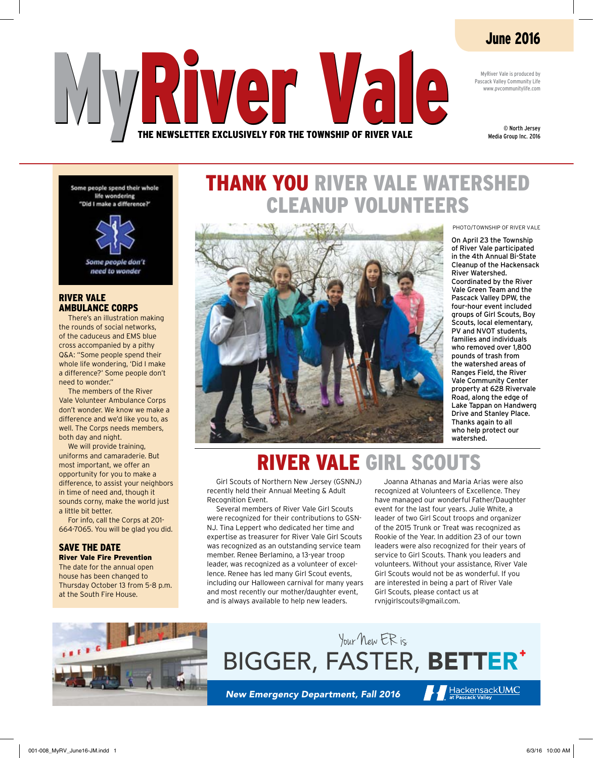June 2016

# MyRiver Vale

THE NEWSLETTER EXCLUSIVELY FOR THE TOWNSHIP OF RIVER VALE

MyRiver Vale is produced by Pascack Valley Community Life www.pvcommunitylife.com

© North Jersey Media Group Inc. 2016

Some people spend their whole life wondering "Did I make a difference?"

*Some people don't need to wonder*

### RIVER VALE AMBULANCE CORPS

There's an illustration making the rounds of social networks, of the caduceus and EMS blue cross accompanied by a pithy Q&A: "Some people spend their whole life wondering, 'Did I make a difference?' Some people don't need to wonder."

The members of the River Vale Volunteer Ambulance Corps don't wonder. We know we make a difference and we'd like you to, as well. The Corps needs members, both day and night.

We will provide training, uniforms and camaraderie. But most important, we offer an opportunity for you to make a difference, to assist your neighbors in time of need and, though it sounds corny, make the world just a little bit better.

For info, call the Corps at 201-664-7065. You will be glad you did.

### SAVE THE DATE

**River Vale Fire Prevention**

The date for the annual open house has been changed to Thursday October 13 from 5-8 p.m. at the South Fire House.

## THANK YOU RIVER VALE WATERSHED CLEANUP VOLUNTEERS

PHOTO/TOWNSHIP OF RIVER VALE

On April 23 the Township of River Vale participated in the 4th Annual Bi-State Cleanup of the Hackensack River Watershed. Coordinated by the River Vale Green Team and the Pascack Valley DPW, the four-hour event included groups of Girl Scouts, Boy Scouts, local elementary, PV and NVOT students, families and individuals who removed over 1,800 pounds of trash from the watershed areas of Ranges Field, the River Vale Community Center property at 628 Rivervale Road, along the edge of Lake Tappan on Handwerg Drive and Stanley Place. Thanks again to all who help protect our watershed.

## RIVER VALE GIRL SCOUTS

Girl Scouts of Northern New Jersey (GSNNJ) recently held their Annual Meeting & Adult Recognition Event.

Several members of River Vale Girl Scouts were recognized for their contributions to GSN-NJ. Tina Leppert who dedicated her time and expertise as treasurer for River Vale Girl Scouts was recognized as an outstanding service team member. Renee Berlamino, a 13-year troop leader, was recognized as a volunteer of excellence. Renee has led many Girl Scout events, including our Halloween carnival for many years and most recently our mother/daughter event, and is always available to help new leaders.

Joanna Athanas and Maria Arias were also recognized at Volunteers of Excellence. They have managed our wonderful Father/Daughter event for the last four years. Julie White, a leader of two Girl Scout troops and organizer of the 2015 Trunk or Treat was recognized as Rookie of the Year. In addition 23 of our town leaders were also recognized for their years of service to Girl Scouts. Thank you leaders and volunteers. Without your assistance, River Vale Girl Scouts would not be as wonderful. If you are interested in being a part of River Vale Girl Scouts, please contact us at rvnjgirlscouts@gmail.com.

Your New ER is BIGGER, FASTER, BETTER+

*New Emergency Department, Fall 2016*

HackensackUMC at Pascack Valley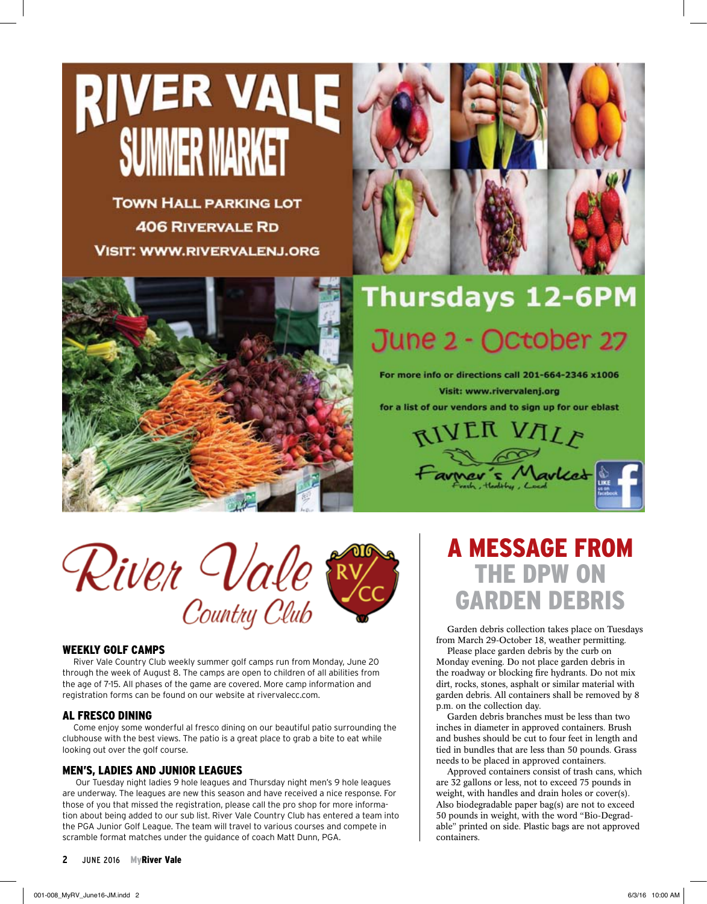# RIVER VALE SUMMER MARKET

Town Hall Parking Lot
406 Rivervale Rd
Visit: www.rivervalenj.org

## Thursdays 12-6PM

## June 2 - October 27

For more info or directions call 201-664-2346 x1006
Visit: www.rivervalenj.org
for a list of our vendors and to sign up for our eblast

River Vale Farmer's Market
Fresh, Healthy, Local

LIKE us on Facebook

# River Vale Country Club

### WEEKLY GOLF CAMPS

River Vale Country Club weekly summer golf camps run from Monday, June 20 through the week of August 8. The camps are open to children of all abilities from the age of 7-15. All phases of the game are covered. More camp information and registration forms can be found on our website at rivervalecc.com.

### AL FRESCO DINING

Come enjoy some wonderful al fresco dining on our beautiful patio surrounding the clubhouse with the best views. The patio is a great place to grab a bite to eat while looking out over the golf course.

### MEN'S, LADIES AND JUNIOR LEAGUES

Our Tuesday night ladies 9 hole leagues and Thursday night men's 9 hole leagues are underway. The leagues are new this season and have received a nice response. For those of you that missed the registration, please call the pro shop for more information about being added to our sub list. River Vale Country Club has entered a team into the PGA Junior Golf League. The team will travel to various courses and compete in scramble format matches under the guidance of coach Matt Dunn, PGA.

# A MESSAGE FROM THE DPW ON GARDEN DEBRIS

Garden debris collection takes place on Tuesdays from March 29-October 18, weather permitting.

Please place garden debris by the curb on Monday evening. Do not place garden debris in the roadway or blocking fire hydrants. Do not mix dirt, rocks, stones, asphalt or similar material with garden debris. All containers shall be removed by 8 p.m. on the collection day.

Garden debris branches must be less than two inches in diameter in approved containers. Brush and bushes should be cut to four feet in length and tied in bundles that are less than 50 pounds. Grass needs to be placed in approved containers.

Approved containers consist of trash cans, which are 32 gallons or less, not to exceed 75 pounds in weight, with handles and drain holes or cover(s). Also biodegradable paper bag(s) are not to exceed 50 pounds in weight, with the word "Bio-Degradable" printed on side. Plastic bags are not approved containers.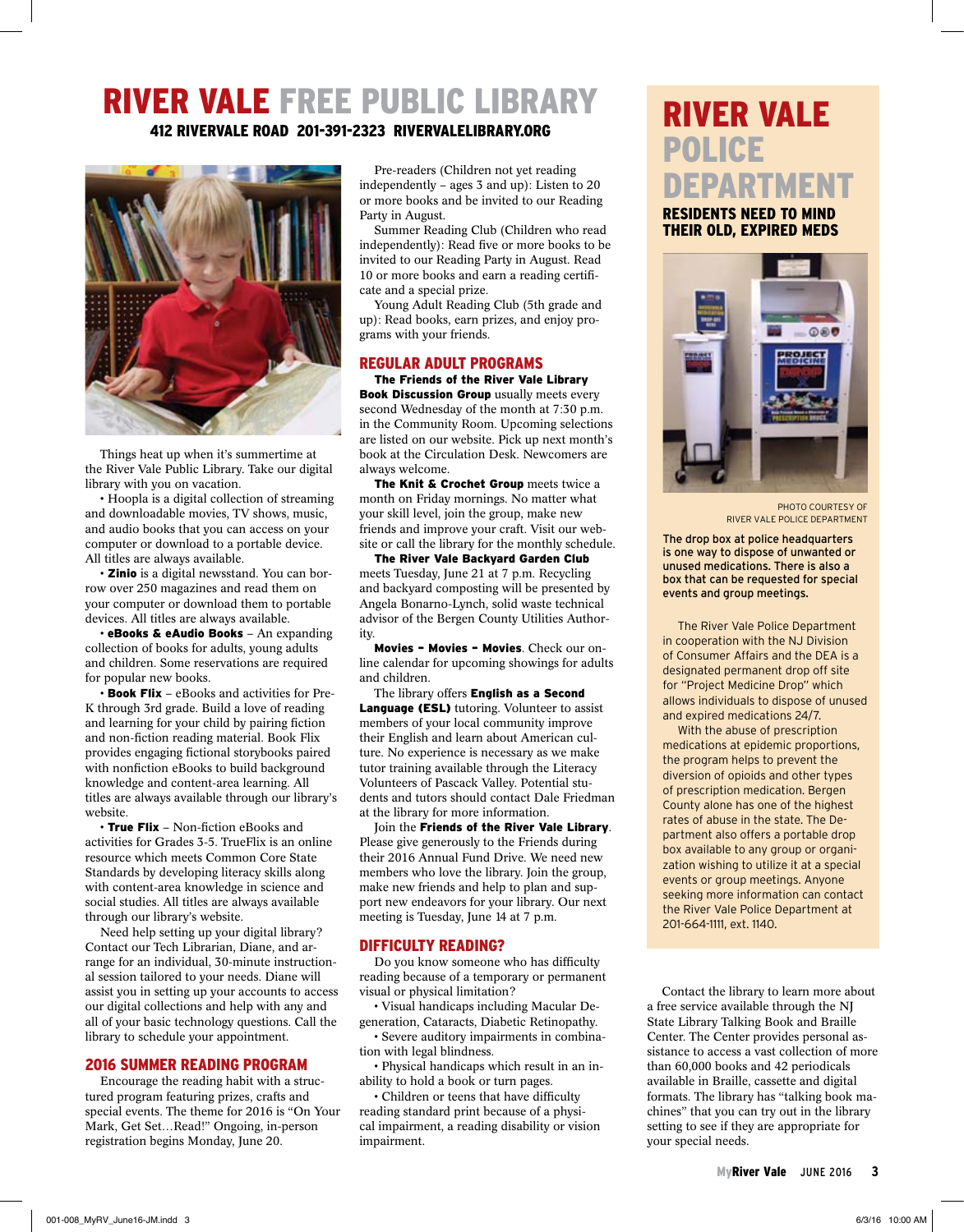# RIVER VALE FREE PUBLIC LIBRARY

**412 RIVERVALE ROAD 201-391-2323 RIVERVALELIBRARY.ORG**

Things heat up when it's summertime at the River Vale Public Library. Take our digital library with you on vacation.

• Hoopla is a digital collection of streaming and downloadable movies, TV shows, music, and audio books that you can access on your computer or download to a portable device. All titles are always available.

• **Zinio** is a digital newsstand. You can borrow over 250 magazines and read them on your computer or download them to portable devices. All titles are always available.

• **eBooks & eAudio Books** – An expanding collection of books for adults, young adults and children. Some reservations are required for popular new books.

• **Book Flix** – eBooks and activities for Pre-K through 3rd grade. Build a love of reading and learning for your child by pairing fiction and non-fiction reading material. Book Flix provides engaging fictional storybooks paired with nonfiction eBooks to build background knowledge and content-area learning. All titles are always available through our library's website.

• **True Flix** – Non-fiction eBooks and activities for Grades 3-5. TrueFlix is an online resource which meets Common Core State Standards by developing literacy skills along with content-area knowledge in science and social studies. All titles are always available through our library's website.

Need help setting up your digital library? Contact our Tech Librarian, Diane, and arrange for an individual, 30-minute instructional session tailored to your needs. Diane will assist you in setting up your accounts to access our digital collections and help with any and all of your basic technology questions. Call the library to schedule your appointment.

## 2016 SUMMER READING PROGRAM

Encourage the reading habit with a structured program featuring prizes, crafts and special events. The theme for 2016 is "On Your Mark, Get Set…Read!" Ongoing, in-person registration begins Monday, June 20.

Pre-readers (Children not yet reading independently – ages 3 and up): Listen to 20 or more books and be invited to our Reading Party in August.

Summer Reading Club (Children who read independently): Read five or more books to be invited to our Reading Party in August. Read 10 or more books and earn a reading certificate and a special prize.

Young Adult Reading Club (5th grade and up): Read books, earn prizes, and enjoy programs with your friends.

## REGULAR ADULT PROGRAMS

**The Friends of the River Vale Library Book Discussion Group** usually meets every second Wednesday of the month at 7:30 p.m. in the Community Room. Upcoming selections are listed on our website. Pick up next month's book at the Circulation Desk. Newcomers are always welcome.

**The Knit & Crochet Group** meets twice a month on Friday mornings. No matter what your skill level, join the group, make new friends and improve your craft. Visit our website or call the library for the monthly schedule.

**The River Vale Backyard Garden Club** meets Tuesday, June 21 at 7 p.m. Recycling and backyard composting will be presented by Angela Bonarno-Lynch, solid waste technical advisor of the Bergen County Utilities Authority.

**Movies – Movies – Movies**. Check our online calendar for upcoming showings for adults and children.

The library offers **English as a Second Language (ESL)** tutoring. Volunteer to assist members of your local community improve their English and learn about American culture. No experience is necessary as we make tutor training available through the Literacy Volunteers of Pascack Valley. Potential students and tutors should contact Dale Friedman at the library for more information.

Join the **Friends of the River Vale Library**. Please give generously to the Friends during their 2016 Annual Fund Drive. We need new members who love the library. Join the group, make new friends and help to plan and support new endeavors for your library. Our next meeting is Tuesday, June 14 at 7 p.m.

## DIFFICULTY READING?

Do you know someone who has difficulty reading because of a temporary or permanent visual or physical limitation?

• Visual handicaps including Macular Degeneration, Cataracts, Diabetic Retinopathy.

• Severe auditory impairments in combination with legal blindness.

• Physical handicaps which result in an inability to hold a book or turn pages.

• Children or teens that have difficulty reading standard print because of a physical impairment, a reading disability or vision impairment.

Contact the library to learn more about a free service available through the NJ State Library Talking Book and Braille Center. The Center provides personal assistance to access a vast collection of more than 60,000 books and 42 periodicals available in Braille, cassette and digital formats. The library has "talking book machines" that you can try out in the library setting to see if they are appropriate for your special needs.

# RIVER VALE POLICE DEPARTMENT

## RESIDENTS NEED TO MIND THEIR OLD, EXPIRED MEDS

PHOTO COURTESY OF RIVER VALE POLICE DEPARTMENT

**The drop box at police headquarters is one way to dispose of unwanted or unused medications. There is also a box that can be requested for special events and group meetings.**

The River Vale Police Department in cooperation with the NJ Division of Consumer Affairs and the DEA is a designated permanent drop off site for "Project Medicine Drop" which allows individuals to dispose of unused and expired medications 24/7.

With the abuse of prescription medications at epidemic proportions, the program helps to prevent the diversion of opioids and other types of prescription medication. Bergen County alone has one of the highest rates of abuse in the state. The Department also offers a portable drop box available to any group or organization wishing to utilize it at a special events or group meetings. Anyone seeking more information can contact the River Vale Police Department at 201-664-1111, ext. 1140.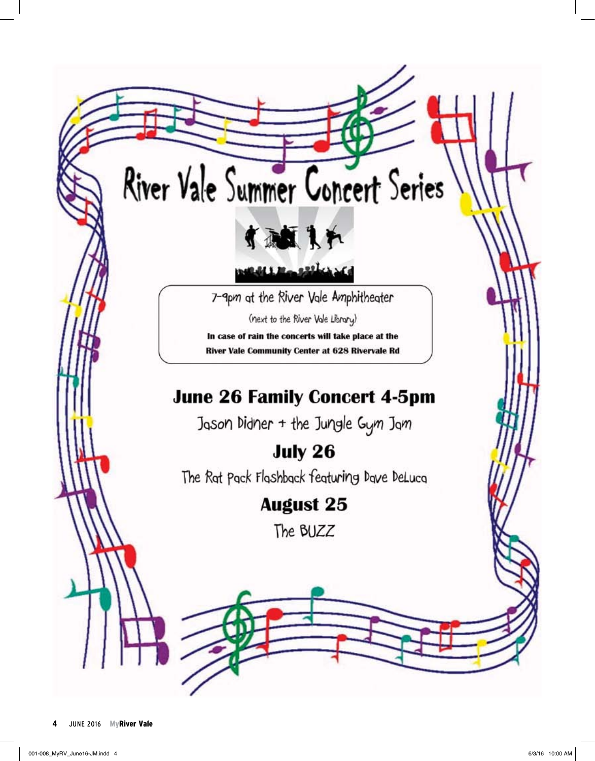# River Vale Summer Concert Series

7-9pm at the River Vale Amphitheater

(next to the River Vale Library)

**In case of rain the concerts will take place at the River Vale Community Center at 628 Rivervale Rd**

## June 26 Family Concert 4-5pm

Jason Didner + the Jungle Gym Jam

## July 26

The Rat Pack Flashback featuring Dave DeLuca

## August 25

The BUZZ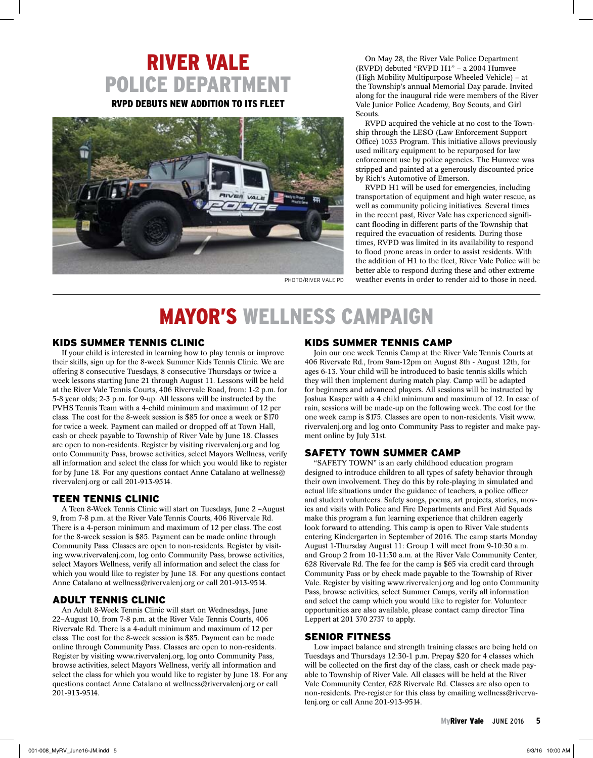# RIVER VALE POLICE DEPARTMENT

## RVPD DEBUTS NEW ADDITION TO ITS FLEET

PHOTO/RIVER VALE PD

On May 28, the River Vale Police Department (RVPD) debuted "RVPD H1" – a 2004 Humvee (High Mobility Multipurpose Wheeled Vehicle) – at the Township's annual Memorial Day parade. Invited along for the inaugural ride were members of the River Vale Junior Police Academy, Boy Scouts, and Girl Scouts.

RVPD acquired the vehicle at no cost to the Township through the LESO (Law Enforcement Support Office) 1033 Program. This initiative allows previously used military equipment to be repurposed for law enforcement use by police agencies. The Humvee was stripped and painted at a generously discounted price by Rich's Automotive of Emerson.

RVPD H1 will be used for emergencies, including transportation of equipment and high water rescue, as well as community policing initiatives. Several times in the recent past, River Vale has experienced significant flooding in different parts of the Township that required the evacuation of residents. During those times, RVPD was limited in its availability to respond to flood prone areas in order to assist residents. With the addition of H1 to the fleet, River Vale Police will be better able to respond during these and other extreme weather events in order to render aid to those in need.

# MAYOR'S WELLNESS CAMPAIGN

### KIDS SUMMER TENNIS CLINIC

If your child is interested in learning how to play tennis or improve their skills, sign up for the 8-week Summer Kids Tennis Clinic. We are offering 8 consecutive Tuesdays, 8 consecutive Thursdays or twice a week lessons starting June 21 through August 11. Lessons will be held at the River Vale Tennis Courts, 406 Rivervale Road, from: 1-2 p.m. for 5-8 year olds; 2-3 p.m. for 9-up. All lessons will be instructed by the PVHS Tennis Team with a 4-child minimum and maximum of 12 per class. The cost for the 8-week session is $85 for once a week or $170 for twice a week. Payment can mailed or dropped off at Town Hall, cash or check payable to Township of River Vale by June 18. Classes are open to non-residents. Register by visiting rivervalenj.org and log onto Community Pass, browse activities, select Mayors Wellness, verify all information and select the class for which you would like to register for by June 18. For any questions contact Anne Catalano at wellness@rivervalenj.org or call 201-913-9514.

### TEEN TENNIS CLINIC

A Teen 8-Week Tennis Clinic will start on Tuesdays, June 2 –August 9, from 7-8 p.m. at the River Vale Tennis Courts, 406 Rivervale Rd. There is a 4-person minimum and maximum of 12 per class. The cost for the 8-week session is $85. Payment can be made online through Community Pass. Classes are open to non-residents. Register by visiting www.rivervalenj.com, log onto Community Pass, browse activities, select Mayors Wellness, verify all information and select the class for which you would like to register by June 18. For any questions contact Anne Catalano at wellness@rivervalenj.org or call 201-913-9514.

### ADULT TENNIS CLINIC

An Adult 8-Week Tennis Clinic will start on Wednesdays, June 22–August 10, from 7-8 p.m. at the River Vale Tennis Courts, 406 Rivervale Rd. There is a 4-adult minimum and maximum of 12 per class. The cost for the 8-week session is $85. Payment can be made online through Community Pass. Classes are open to non-residents. Register by visiting www.rivervalenj.org, log onto Community Pass, browse activities, select Mayors Wellness, verify all information and select the class for which you would like to register by June 18. For any questions contact Anne Catalano at wellness@rivervalenj.org or call 201-913-9514.

### KIDS SUMMER TENNIS CAMP

Join our one week Tennis Camp at the River Vale Tennis Courts at 406 Rivervale Rd., from 9am-12pm on August 8th - August 12th, for ages 6-13. Your child will be introduced to basic tennis skills which they will then implement during match play. Camp will be adapted for beginners and advanced players. All sessions will be instructed by Joshua Kasper with a 4 child minimum and maximum of 12. In case of rain, sessions will be made-up on the following week. The cost for the one week camp is $175. Classes are open to non-residents. Visit www.rivervalenj.org and log onto Community Pass to register and make payment online by July 31st.

### SAFETY TOWN SUMMER CAMP

"SAFETY TOWN" is an early childhood education program designed to introduce children to all types of safety behavior through their own involvement. They do this by role-playing in simulated and actual life situations under the guidance of teachers, a police officer and student volunteers. Safety songs, poems, art projects, stories, movies and visits with Police and Fire Departments and First Aid Squads make this program a fun learning experience that children eagerly look forward to attending. This camp is open to River Vale students entering Kindergarten in September of 2016. The camp starts Monday August 1-Thursday August 11: Group 1 will meet from 9-10:30 a.m. and Group 2 from 10-11:30 a.m. at the River Vale Community Center, 628 Rivervale Rd. The fee for the camp is $65 via credit card through Community Pass or by check made payable to the Township of River Vale. Register by visiting www.rivervalenj.org and log onto Community Pass, browse activities, select Summer Camps, verify all information and select the camp which you would like to register for. Volunteer opportunities are also available, please contact camp director Tina Leppert at 201 370 2737 to apply.

### SENIOR FITNESS

Low impact balance and strength training classes are being held on Tuesdays and Thursdays 12:30-1 p.m. Prepay $20 for 4 classes which will be collected on the first day of the class, cash or check made payable to Township of River Vale. All classes will be held at the River Vale Community Center, 628 Rivervale Rd. Classes are also open to non-residents. Pre-register for this class by emailing wellness@rivervalenj.org or call Anne 201-913-9514.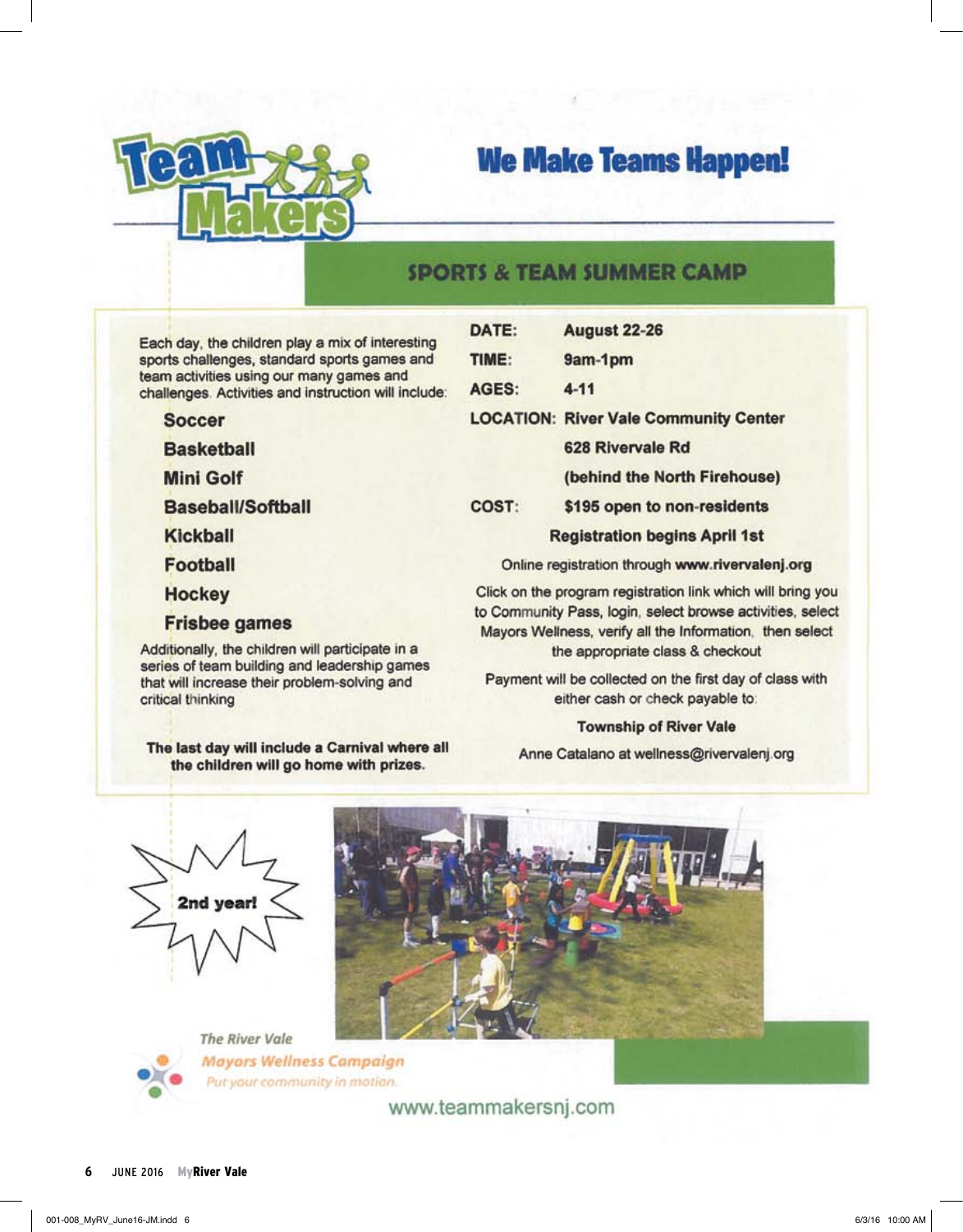# Team Makers

## We Make Teams Happen!

### SPORTS & TEAM SUMMER CAMP

Each day, the children play a mix of interesting sports challenges, standard sports games and team activities using our many games and challenges. Activities and instruction will include:

- **Soccer**
- **Basketball**
- **Mini Golf**
- **Baseball/Softball**
- **Kickball**
- **Football**
- **Hockey**
- **Frisbee games**

Additionally, the children will participate in a series of team building and leadership games that will increase their problem-solving and critical thinking

**The last day will include a Carnival where all the children will go home with prizes.**

**DATE:** **August 22-26**

**TIME:** **9am-1pm**

**AGES:** **4-11**

**LOCATION:** **River Vale Community Center**
**628 Rivervale Rd**
**(behind the North Firehouse)**

**COST:** **$195 open to non-residents**

**Registration begins April 1st**

Online registration through **www.rivervalenj.org**

Click on the program registration link which will bring you to Community Pass, login, select browse activities, select Mayors Wellness, verify all the Information, then select the appropriate class & checkout

Payment will be collected on the first day of class with either cash or check payable to:

**Township of River Vale**

Anne Catalano at wellness@rivervalenj.org

**2nd year!**

*The River Vale*
*Mayors Wellness Campaign*
*Put your community in motion.*

www.teammakersnj.com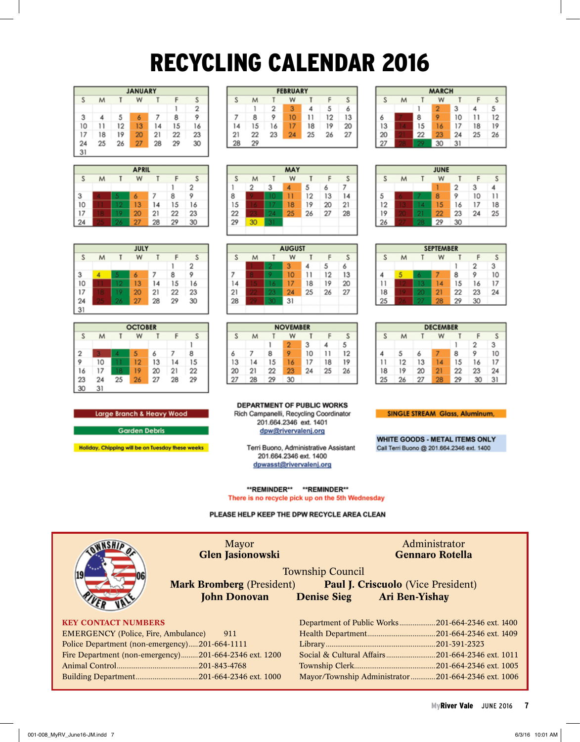# RECYCLING CALENDAR 2016

**JANUARY**

| S | M | T | W | T | F | S |
|---|---|---|---|---|---|---|
| | | | | | 1 | 2 |
| 3 | 4 | 5 | 6 | 7 | 8 | 9 |
| 10 | 11 | 12 | 13 | 14 | 15 | 16 |
| 17 | 18 | 19 | 20 | 21 | 22 | 23 |
| 24 | 25 | 26 | 27 | 28 | 29 | 30 |
| 31 | | | | | | |

**FEBRUARY**

| S | M | T | W | T | F | S |
|---|---|---|---|---|---|---|
| | 1 | 2 | 3 | 4 | 5 | 6 |
| 7 | 8 | 9 | 10 | 11 | 12 | 13 |
| 14 | 15 | 16 | 17 | 18 | 19 | 20 |
| 21 | 22 | 23 | 24 | 25 | 26 | 27 |
| 28 | 29 | | | | | |

**MARCH**

| S | M | T | W | T | F | S |
|---|---|---|---|---|---|---|
| | | 1 | 2 | 3 | 4 | 5 |
| 6 | 7 | 8 | 9 | 10 | 11 | 12 |
| 13 | 14 | 15 | 16 | 17 | 18 | 19 |
| 20 | 21 | 22 | 23 | 24 | 25 | 26 |
| 27 | 28 | 29 | 30 | 31 | | |

**APRIL**

| S | M | T | W | T | F | S |
|---|---|---|---|---|---|---|
| | | | | | 1 | 2 |
| 3 | 4 | 5 | 6 | 7 | 8 | 9 |
| 10 | 11 | 12 | 13 | 14 | 15 | 16 |
| 17 | 18 | 19 | 20 | 21 | 22 | 23 |
| 24 | 25 | 26 | 27 | 28 | 29 | 30 |

**MAY**

| S | M | T | W | T | F | S |
|---|---|---|---|---|---|---|
| 1 | 2 | 3 | 4 | 5 | 6 | 7 |
| 8 | 9 | 10 | 11 | 12 | 13 | 14 |
| 15 | 16 | 17 | 18 | 19 | 20 | 21 |
| 22 | 23 | 24 | 25 | 26 | 27 | 28 |
| 29 | 30 | 31 | | | | |

**JUNE**

| S | M | T | W | T | F | S |
|---|---|---|---|---|---|---|
| | | | 1 | 2 | 3 | 4 |
| 5 | 6 | 7 | 8 | 9 | 10 | 11 |
| 12 | 13 | 14 | 15 | 16 | 17 | 18 |
| 19 | 20 | 21 | 22 | 23 | 24 | 25 |
| 26 | 27 | 28 | 29 | 30 | | |

**JULY**

| S | M | T | W | T | F | S |
|---|---|---|---|---|---|---|
| | | | | | 1 | 2 |
| 3 | 4 | 5 | 6 | 7 | 8 | 9 |
| 10 | 11 | 12 | 13 | 14 | 15 | 16 |
| 17 | 18 | 19 | 20 | 21 | 22 | 23 |
| 24 | 25 | 26 | 27 | 28 | 29 | 30 |
| 31 | | | | | | |

**AUGUST**

| S | M | T | W | T | F | S |
|---|---|---|---|---|---|---|
| | 1 | 2 | 3 | 4 | 5 | 6 |
| 7 | 8 | 9 | 10 | 11 | 12 | 13 |
| 14 | 15 | 16 | 17 | 18 | 19 | 20 |
| 21 | 22 | 23 | 24 | 25 | 26 | 27 |
| 28 | 29 | 30 | 31 | | | |

**SEPTEMBER**

| S | M | T | W | T | F | S |
|---|---|---|---|---|---|---|
| | | | | 1 | 2 | 3 |
| 4 | 5 | 6 | 7 | 8 | 9 | 10 |
| 11 | 12 | 13 | 14 | 15 | 16 | 17 |
| 18 | 19 | 20 | 21 | 22 | 23 | 24 |
| 25 | 26 | 27 | 28 | 29 | 30 | |

**OCTOBER**

| S | M | T | W | T | F | S |
|---|---|---|---|---|---|---|
| | | | | | | 1 |
| 2 | 3 | 4 | 5 | 6 | 7 | 8 |
| 9 | 10 | 11 | 12 | 13 | 14 | 15 |
| 16 | 17 | 18 | 19 | 20 | 21 | 22 |
| 23 | 24 | 25 | 26 | 27 | 28 | 29 |
| 30 | 31 | | | | | |

**NOVEMBER**

| S | M | T | W | T | F | S |
|---|---|---|---|---|---|---|
| | | 1 | 2 | 3 | 4 | 5 |
| 6 | 7 | 8 | 9 | 10 | 11 | 12 |
| 13 | 14 | 15 | 16 | 17 | 18 | 19 |
| 20 | 21 | 22 | 23 | 24 | 25 | 26 |
| 27 | 28 | 29 | 30 | | | |

**DECEMBER**

| S | M | T | W | T | F | S |
|---|---|---|---|---|---|---|
| | | | | 1 | 2 | 3 |
| 4 | 5 | 6 | 7 | 8 | 9 | 10 |
| 11 | 12 | 13 | 14 | 15 | 16 | 17 |
| 18 | 19 | 20 | 21 | 22 | 23 | 24 |
| 25 | 26 | 27 | 28 | 29 | 30 | 31 |

Large Branch & Heavy Wood

Garden Debris

Holiday, Chipping will be on Tuesday these weeks

**DEPARTMENT OF PUBLIC WORKS**
Rich Campanelli, Recycling Coordinator
201.664.2346 ext. 1401
dpw@rivervalenj.org

Terri Buono, Administrative Assistant
201.664.2346 ext. 1400
dpwasst@rivervalenj.org

SINGLE STREAM Glass, Aluminum,

**WHITE GOODS - METAL ITEMS ONLY**
Call Terri Buono @ 201.664.2346 ext. 1400

**\*\*REMINDER\*\*  \*\*REMINDER\*\***
There is no recycle pick up on the 5th Wednesday

**PLEASE HELP KEEP THE DPW RECYCLE AREA CLEAN**

---

Township of River Vale 1906

Mayor
**Glen Jasionowski**

Administrator
**Gennaro Rotella**

Township Council
**Mark Bromberg** (President) **Paul J. Criscuolo** (Vice President)
**John Donovan** **Denise Sieg** **Ari Ben-Yishay**

**KEY CONTACT NUMBERS**

EMERGENCY (Police, Fire, Ambulance) 911
Police Department (non-emergency)..... 201-664-1111
Fire Department (non-emergency)......... 201-664-2346 ext. 1200
Animal Control.......... 201-843-4768
Building Department.......... 201-664-2346 ext. 1000

Department of Public Works.......... 201-664-2346 ext. 1400
Health Department.......... 201-664-2346 ext. 1409
Library.......... 201-391-2323
Social & Cultural Affairs.......... 201-664-2346 ext. 1011
Township Clerk.......... 201-664-2346 ext. 1005
Mayor/Township Administrator.......... 201-664-2346 ext. 1006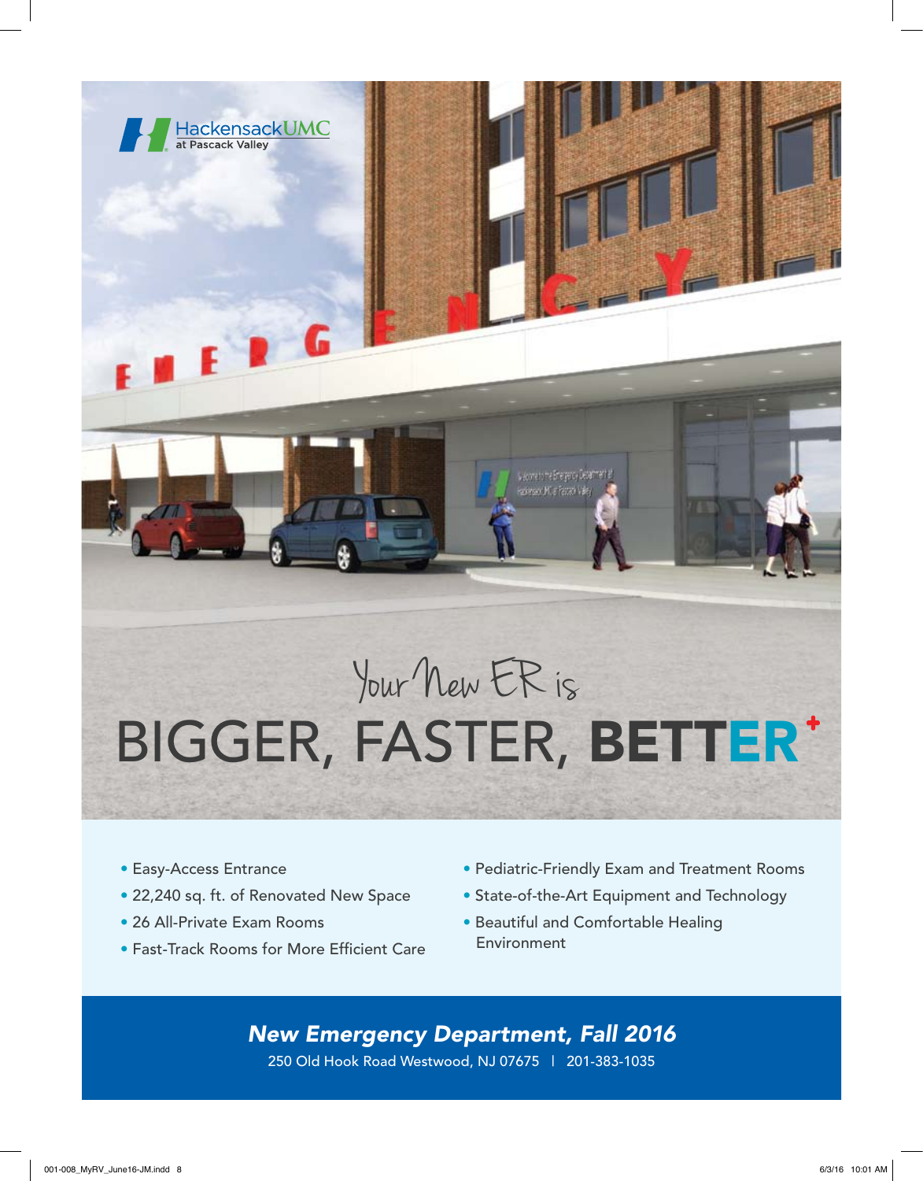HackensackUMC at Pascack Valley

Your New ER is

# BIGGER, FASTER, BETTER

- Easy-Access Entrance
- 22,240 sq. ft. of Renovated New Space
- 26 All-Private Exam Rooms
- Fast-Track Rooms for More Efficient Care
- Pediatric-Friendly Exam and Treatment Rooms
- State-of-the-Art Equipment and Technology
- Beautiful and Comfortable Healing Environment

***New Emergency Department, Fall 2016***

250 Old Hook Road Westwood, NJ 07675 | 201-383-1035